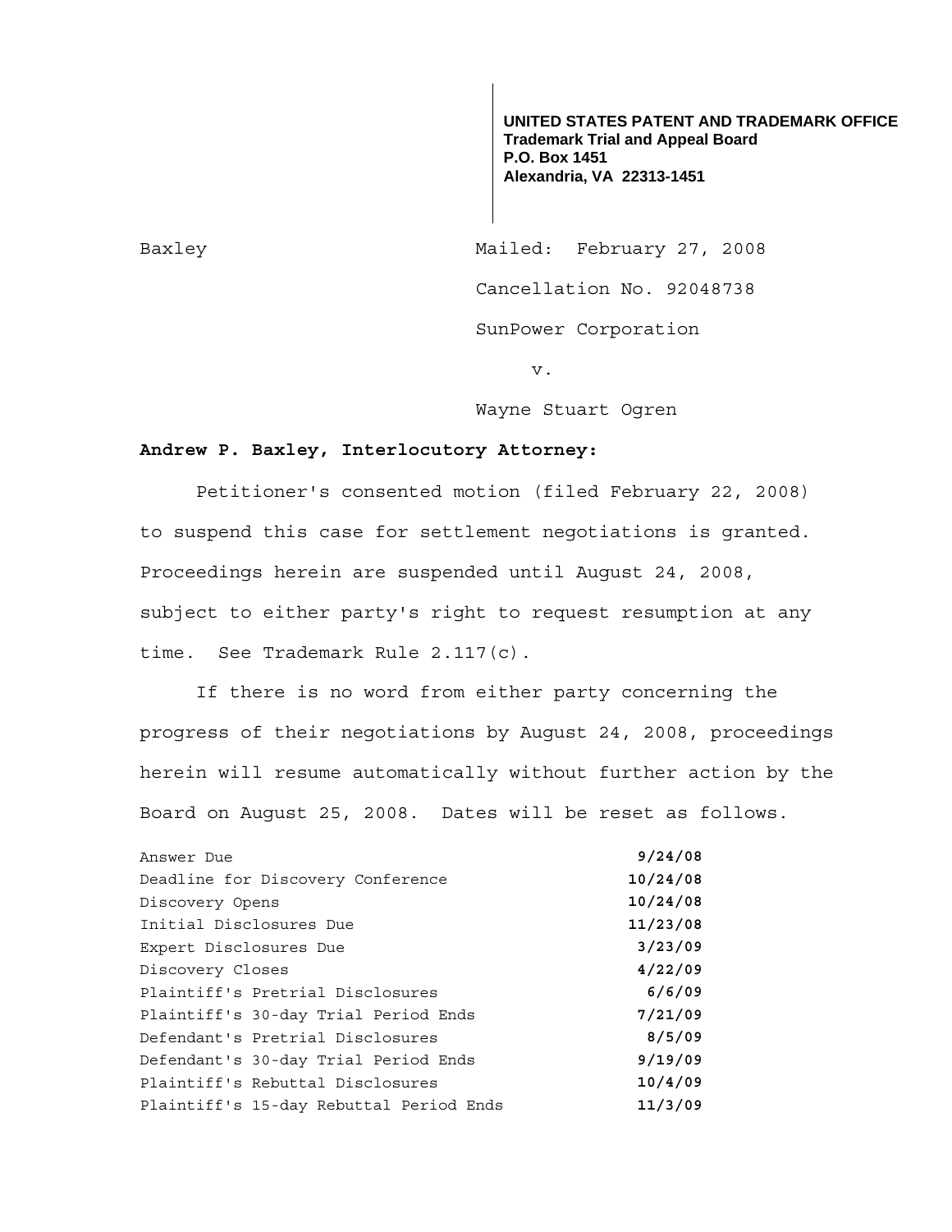**UNITED STATES PATENT AND TRADEMARK OFFICE**
**Trademark Trial and Appeal Board**
**P.O. Box 1451**
**Alexandria, VA 22313-1451**

Baxley

Mailed: February 27, 2008

Cancellation No. 92048738

SunPower Corporation

v.

Wayne Stuart Ogren

**Andrew P. Baxley, Interlocutory Attorney:**

Petitioner's consented motion (filed February 22, 2008) to suspend this case for settlement negotiations is granted. Proceedings herein are suspended until August 24, 2008, subject to either party's right to request resumption at any time. See Trademark Rule 2.117(c).

If there is no word from either party concerning the progress of their negotiations by August 24, 2008, proceedings herein will resume automatically without further action by the Board on August 25, 2008. Dates will be reset as follows.

| | |
|---|---|
| Answer Due | **9/24/08** |
| Deadline for Discovery Conference | **10/24/08** |
| Discovery Opens | **10/24/08** |
| Initial Disclosures Due | **11/23/08** |
| Expert Disclosures Due | **3/23/09** |
| Discovery Closes | **4/22/09** |
| Plaintiff's Pretrial Disclosures | **6/6/09** |
| Plaintiff's 30-day Trial Period Ends | **7/21/09** |
| Defendant's Pretrial Disclosures | **8/5/09** |
| Defendant's 30-day Trial Period Ends | **9/19/09** |
| Plaintiff's Rebuttal Disclosures | **10/4/09** |
| Plaintiff's 15-day Rebuttal Period Ends | **11/3/09** |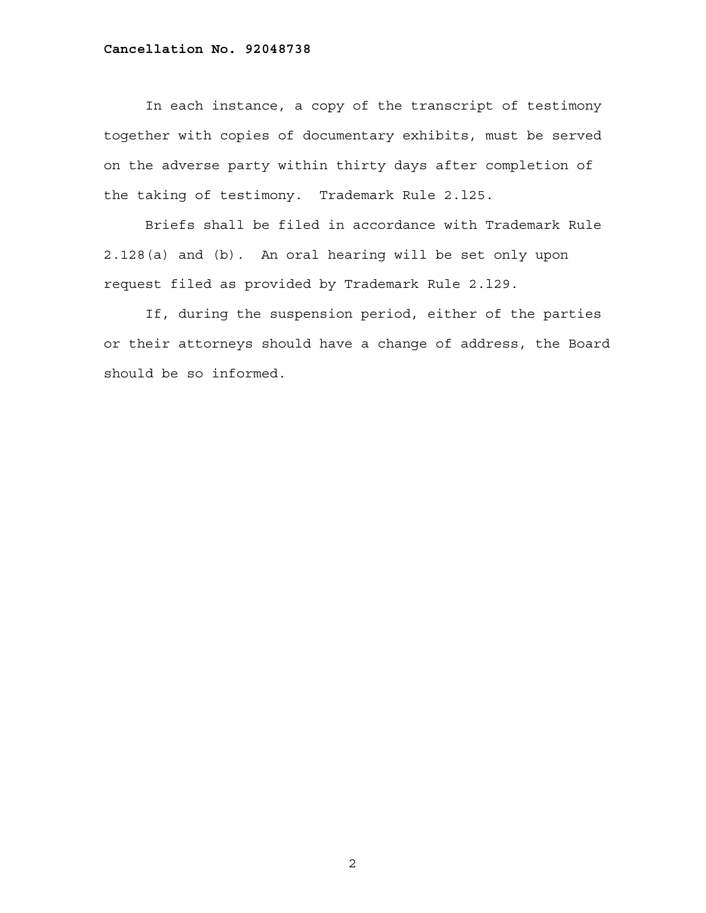In each instance, a copy of the transcript of testimony together with copies of documentary exhibits, must be served on the adverse party within thirty days after completion of the taking of testimony. Trademark Rule 2.l25.

Briefs shall be filed in accordance with Trademark Rule 2.128(a) and (b). An oral hearing will be set only upon request filed as provided by Trademark Rule 2.l29.

If, during the suspension period, either of the parties or their attorneys should have a change of address, the Board should be so informed.